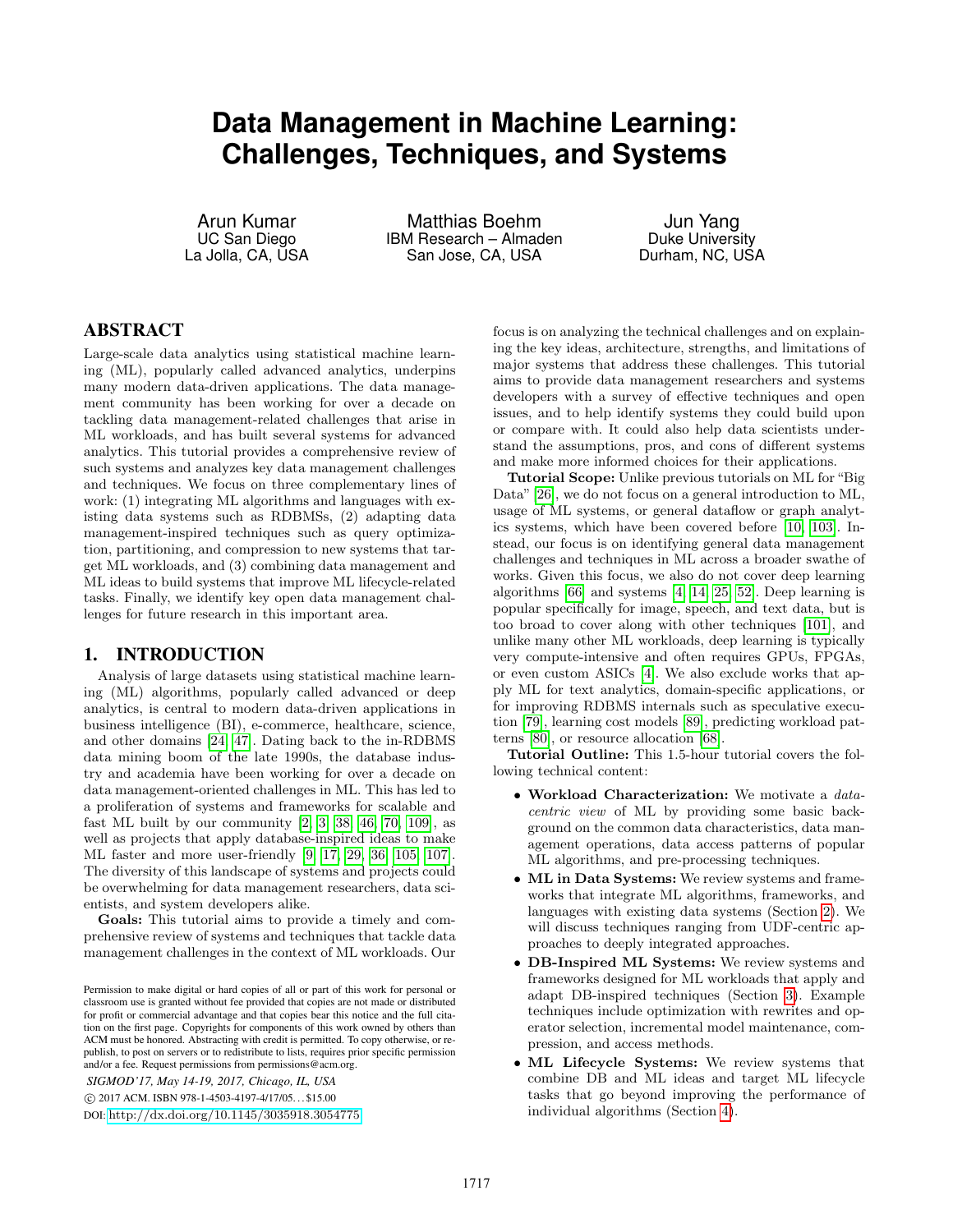# Data Management in Machine Learning: Challenges, Techniques, and Systems

Arun Kumar
UC San Diego
La Jolla, CA, USA

Matthias Boehm
IBM Research – Almaden
San Jose, CA, USA

Jun Yang
Duke University
Durham, NC, USA

## ABSTRACT

Large-scale data analytics using statistical machine learning (ML), popularly called advanced analytics, underpins many modern data-driven applications. The data management community has been working for over a decade on tackling data management-related challenges that arise in ML workloads, and has built several systems for advanced analytics. This tutorial provides a comprehensive review of such systems and analyzes key data management challenges and techniques. We focus on three complementary lines of work: (1) integrating ML algorithms and languages with existing data systems such as RDBMSs, (2) adapting data management-inspired techniques such as query optimization, partitioning, and compression to new systems that target ML workloads, and (3) combining data management and ML ideas to build systems that improve ML lifecycle-related tasks. Finally, we identify key open data management challenges for future research in this important area.

## 1. INTRODUCTION

Analysis of large datasets using statistical machine learning (ML) algorithms, popularly called advanced or deep analytics, is central to modern data-driven applications in business intelligence (BI), e-commerce, healthcare, science, and other domains [24, 47]. Dating back to the in-RDBMS data mining boom of the late 1990s, the database industry and academia have been working for over a decade on data management-oriented challenges in ML. This has led to a proliferation of systems and frameworks for scalable and fast ML built by our community [2, 3, 38, 46, 70, 109], as well as projects that apply database-inspired ideas to make ML faster and more user-friendly [9, 17, 29, 36, 105, 107]. The diversity of this landscape of systems and projects could be overwhelming for data management researchers, data scientists, and system developers alike.

**Goals:** This tutorial aims to provide a timely and comprehensive review of systems and techniques that tackle data management challenges in the context of ML workloads. Our focus is on analyzing the technical challenges and on explaining the key ideas, architecture, strengths, and limitations of major systems that address these challenges. This tutorial aims to provide data management researchers and systems developers with a survey of effective techniques and open issues, and to help identify systems they could build upon or compare with. It could also help data scientists understand the assumptions, pros, and cons of different systems and make more informed choices for their applications.

**Tutorial Scope:** Unlike previous tutorials on ML for "Big Data" [26], we do not focus on a general introduction to ML, usage of ML systems, or general dataflow or graph analytics systems, which have been covered before [10, 103]. Instead, our focus is on identifying general data management challenges and techniques in ML across a broader swathe of works. Given this focus, we also do not cover deep learning algorithms [66] and systems [4, 14, 25, 52]. Deep learning is popular specifically for image, speech, and text data, but is too broad to cover along with other techniques [101], and unlike many other ML workloads, deep learning is typically very compute-intensive and often requires GPUs, FPGAs, or even custom ASICs [4]. We also exclude works that apply ML for text analytics, domain-specific applications, or for improving RDBMS internals such as speculative execution [79], learning cost models [89], predicting workload patterns [80], or resource allocation [68].

**Tutorial Outline:** This 1.5-hour tutorial covers the following technical content:

- **Workload Characterization:** We motivate a *data-centric view* of ML by providing some basic background on the common data characteristics, data management operations, data access patterns of popular ML algorithms, and pre-processing techniques.
- **ML in Data Systems:** We review systems and frameworks that integrate ML algorithms, frameworks, and languages with existing data systems (Section 2). We will discuss techniques ranging from UDF-centric approaches to deeply integrated approaches.
- **DB-Inspired ML Systems:** We review systems and frameworks designed for ML workloads that apply and adapt DB-inspired techniques (Section 3). Example techniques include optimization with rewrites and operator selection, incremental model maintenance, compression, and access methods.
- **ML Lifecycle Systems:** We review systems that combine DB and ML ideas and target ML lifecycle tasks that go beyond improving the performance of individual algorithms (Section 4).

Permission to make digital or hard copies of all or part of this work for personal or classroom use is granted without fee provided that copies are not made or distributed for profit or commercial advantage and that copies bear this notice and the full citation on the first page. Copyrights for components of this work owned by others than ACM must be honored. Abstracting with credit is permitted. To copy otherwise, or republish, to post on servers or to redistribute to lists, requires prior specific permission and/or a fee. Request permissions from permissions@acm.org.

*SIGMOD'17, May 14-19, 2017, Chicago, IL, USA*
© 2017 ACM. ISBN 978-1-4503-4197-4/17/05...$15.00
DOI: http://dx.doi.org/10.1145/3035918.3054775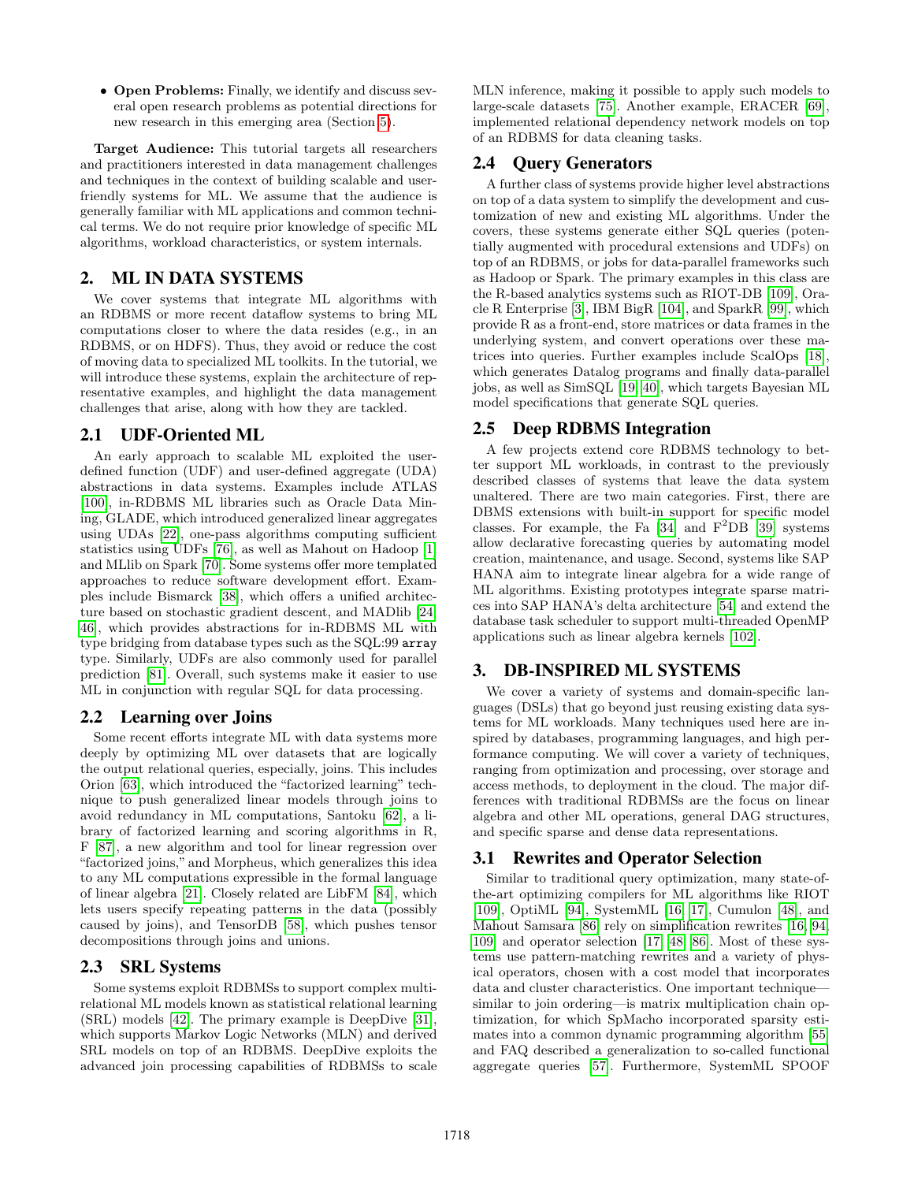- **Open Problems:** Finally, we identify and discuss several open research problems as potential directions for new research in this emerging area (Section 5).

**Target Audience:** This tutorial targets all researchers and practitioners interested in data management challenges and techniques in the context of building scalable and user-friendly systems for ML. We assume that the audience is generally familiar with ML applications and common technical terms. We do not require prior knowledge of specific ML algorithms, workload characteristics, or system internals.

## 2. ML IN DATA SYSTEMS

We cover systems that integrate ML algorithms with an RDBMS or more recent dataflow systems to bring ML computations closer to where the data resides (e.g., in an RDBMS, or on HDFS). Thus, they avoid or reduce the cost of moving data to specialized ML toolkits. In the tutorial, we will introduce these systems, explain the architecture of representative examples, and highlight the data management challenges that arise, along with how they are tackled.

### 2.1 UDF-Oriented ML

An early approach to scalable ML exploited the user-defined function (UDF) and user-defined aggregate (UDA) abstractions in data systems. Examples include ATLAS [100], in-RDBMS ML libraries such as Oracle Data Mining, GLADE, which introduced generalized linear aggregates using UDAs [22], one-pass algorithms computing sufficient statistics using UDFs [76], as well as Mahout on Hadoop [1] and MLlib on Spark [70]. Some systems offer more templated approaches to reduce software development effort. Examples include Bismarck [38], which offers a unified architecture based on stochastic gradient descent, and MADlib [24, 46], which provides abstractions for in-RDBMS ML with type bridging from database types such as the SQL:99 `array` type. Similarly, UDFs are also commonly used for parallel prediction [81]. Overall, such systems make it easier to use ML in conjunction with regular SQL for data processing.

### 2.2 Learning over Joins

Some recent efforts integrate ML with data systems more deeply by optimizing ML over datasets that are logically the output relational queries, especially, joins. This includes Orion [63], which introduced the "factorized learning" technique to push generalized linear models through joins to avoid redundancy in ML computations, Santoku [62], a library of factorized learning and scoring algorithms in R, F [87], a new algorithm and tool for linear regression over "factorized joins," and Morpheus, which generalizes this idea to any ML computations expressible in the formal language of linear algebra [21]. Closely related are LibFM [84], which lets users specify repeating patterns in the data (possibly caused by joins), and TensorDB [58], which pushes tensor decompositions through joins and unions.

### 2.3 SRL Systems

Some systems exploit RDBMSs to support complex multi-relational ML models known as statistical relational learning (SRL) models [42]. The primary example is DeepDive [31], which supports Markov Logic Networks (MLN) and derived SRL models on top of an RDBMS. DeepDive exploits the advanced join processing capabilities of RDBMSs to scale MLN inference, making it possible to apply such models to large-scale datasets [75]. Another example, ERACER [69], implemented relational dependency network models on top of an RDBMS for data cleaning tasks.

### 2.4 Query Generators

A further class of systems provide higher level abstractions on top of a data system to simplify the development and customization of new and existing ML algorithms. Under the covers, these systems generate either SQL queries (potentially augmented with procedural extensions and UDFs) on top of an RDBMS, or jobs for data-parallel frameworks such as Hadoop or Spark. The primary examples in this class are the R-based analytics systems such as RIOT-DB [109], Oracle R Enterprise [3], IBM BigR [104], and SparkR [99], which provide R as a front-end, store matrices or data frames in the underlying system, and convert operations over these matrices into queries. Further examples include ScalOps [18], which generates Datalog programs and finally data-parallel jobs, as well as SimSQL [19, 40], which targets Bayesian ML model specifications that generate SQL queries.

### 2.5 Deep RDBMS Integration

A few projects extend core RDBMS technology to better support ML workloads, in contrast to the previously described classes of systems that leave the data system unaltered. There are two main categories. First, there are DBMS extensions with built-in support for specific model classes. For example, the Fa [34] and $\text{F}^2$DB [39] systems allow declarative forecasting queries by automating model creation, maintenance, and usage. Second, systems like SAP HANA aim to integrate linear algebra for a wide range of ML algorithms. Existing prototypes integrate sparse matrices into SAP HANA's delta architecture [54] and extend the database task scheduler to support multi-threaded OpenMP applications such as linear algebra kernels [102].

## 3. DB-INSPIRED ML SYSTEMS

We cover a variety of systems and domain-specific languages (DSLs) that go beyond just reusing existing data systems for ML workloads. Many techniques used here are inspired by databases, programming languages, and high performance computing. We will cover a variety of techniques, ranging from optimization and processing, over storage and access methods, to deployment in the cloud. The major differences with traditional RDBMSs are the focus on linear algebra and other ML operations, general DAG structures, and specific sparse and dense data representations.

### 3.1 Rewrites and Operator Selection

Similar to traditional query optimization, many state-of-the-art optimizing compilers for ML algorithms like RIOT [109], OptiML [94], SystemML [16, 17], Cumulon [48], and Mahout Samsara [86] rely on simplification rewrites [16, 94, 109] and operator selection [17, 48, 86]. Most of these systems use pattern-matching rewrites and a variety of physical operators, chosen with a cost model that incorporates data and cluster characteristics. One important technique—similar to join ordering—is matrix multiplication chain optimization, for which SpMacho incorporated sparsity estimates into a common dynamic programming algorithm [55] and FAQ described a generalization to so-called functional aggregate queries [57]. Furthermore, SystemML SPOOF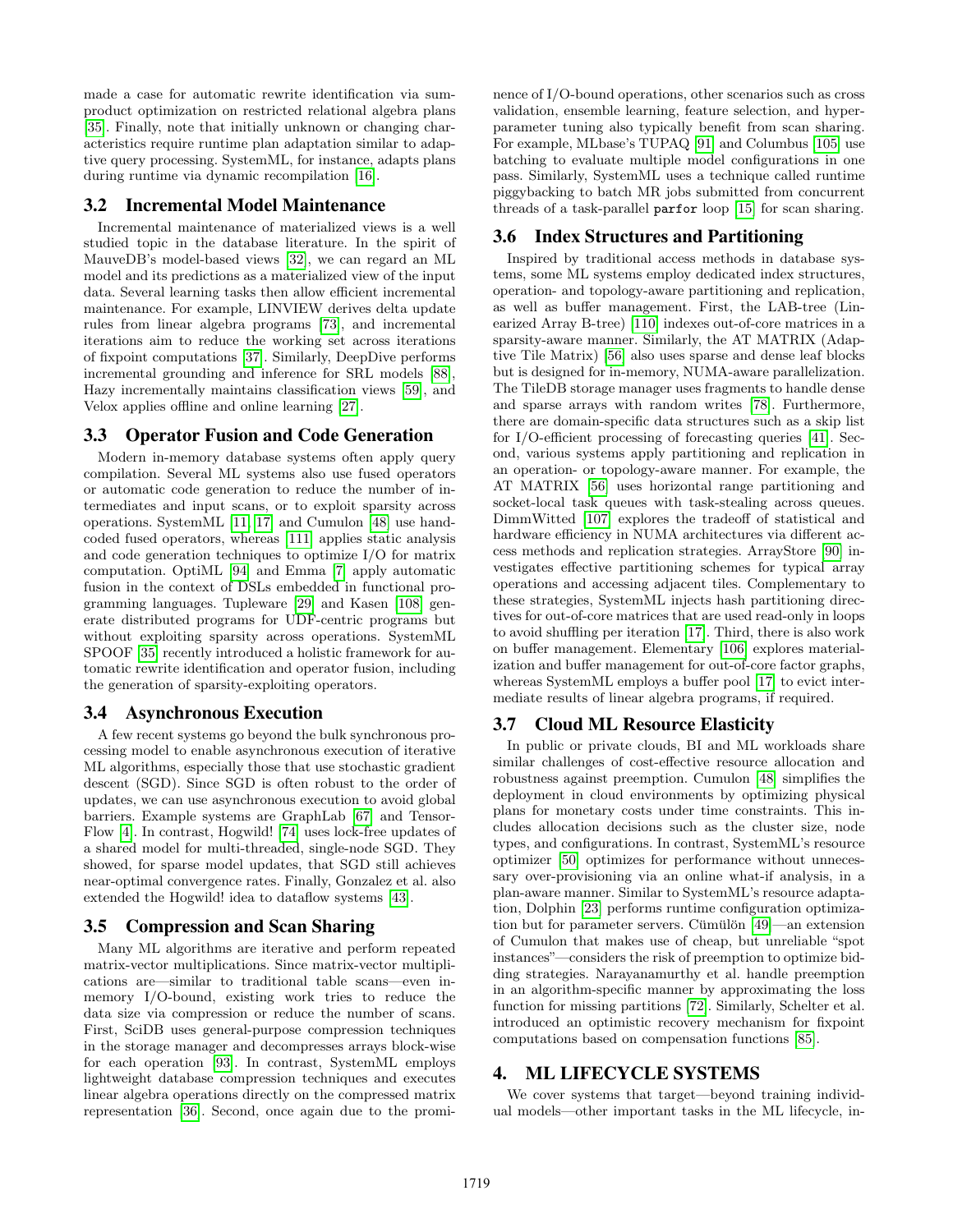made a case for automatic rewrite identification via sum-product optimization on restricted relational algebra plans [35]. Finally, note that initially unknown or changing characteristics require runtime plan adaptation similar to adaptive query processing. SystemML, for instance, adapts plans during runtime via dynamic recompilation [16].

## 3.2 Incremental Model Maintenance

Incremental maintenance of materialized views is a well studied topic in the database literature. In the spirit of MauveDB's model-based views [32], we can regard an ML model and its predictions as a materialized view of the input data. Several learning tasks then allow efficient incremental maintenance. For example, LINVIEW derives delta update rules from linear algebra programs [73], and incremental iterations aim to reduce the working set across iterations of fixpoint computations [37]. Similarly, DeepDive performs incremental grounding and inference for SRL models [88], Hazy incrementally maintains classification views [59], and Velox applies offline and online learning [27].

## 3.3 Operator Fusion and Code Generation

Modern in-memory database systems often apply query compilation. Several ML systems also use fused operators or automatic code generation to reduce the number of intermediates and input scans, or to exploit sparsity across operations. SystemML [11, 17] and Cumulon [48] use hand-coded fused operators, whereas [111] applies static analysis and code generation techniques to optimize I/O for matrix computation. OptiML [94] and Emma [7] apply automatic fusion in the context of DSLs embedded in functional programming languages. Tupleware [29] and Kasen [108] generate distributed programs for UDF-centric programs but without exploiting sparsity across operations. SystemML SPOOF [35] recently introduced a holistic framework for automatic rewrite identification and operator fusion, including the generation of sparsity-exploiting operators.

## 3.4 Asynchronous Execution

A few recent systems go beyond the bulk synchronous processing model to enable asynchronous execution of iterative ML algorithms, especially those that use stochastic gradient descent (SGD). Since SGD is often robust to the order of updates, we can use asynchronous execution to avoid global barriers. Example systems are GraphLab [67] and TensorFlow [4]. In contrast, Hogwild! [74] uses lock-free updates of a shared model for multi-threaded, single-node SGD. They showed, for sparse model updates, that SGD still achieves near-optimal convergence rates. Finally, Gonzalez et al. also extended the Hogwild! idea to dataflow systems [43].

## 3.5 Compression and Scan Sharing

Many ML algorithms are iterative and perform repeated matrix-vector multiplications. Since matrix-vector multiplications are—similar to traditional table scans—even in-memory I/O-bound, existing work tries to reduce the data size via compression or reduce the number of scans. First, SciDB uses general-purpose compression techniques in the storage manager and decompresses arrays block-wise for each operation [93]. In contrast, SystemML employs lightweight database compression techniques and executes linear algebra operations directly on the compressed matrix representation [36]. Second, once again due to the prominence of I/O-bound operations, other scenarios such as cross validation, ensemble learning, feature selection, and hyper-parameter tuning also typically benefit from scan sharing. For example, MLbase's TUPAQ [91] and Columbus [105] use batching to evaluate multiple model configurations in one pass. Similarly, SystemML uses a technique called runtime piggybacking to batch MR jobs submitted from concurrent threads of a task-parallel `parfor` loop [15] for scan sharing.

## 3.6 Index Structures and Partitioning

Inspired by traditional access methods in database systems, some ML systems employ dedicated index structures, operation- and topology-aware partitioning and replication, as well as buffer management. First, the LAB-tree (Linearized Array B-tree) [110] indexes out-of-core matrices in a sparsity-aware manner. Similarly, the AT MATRIX (Adaptive Tile Matrix) [56] also uses sparse and dense leaf blocks but is designed for in-memory, NUMA-aware parallelization. The TileDB storage manager uses fragments to handle dense and sparse arrays with random writes [78]. Furthermore, there are domain-specific data structures such as a skip list for I/O-efficient processing of forecasting queries [41]. Second, various systems apply partitioning and replication in an operation- or topology-aware manner. For example, the AT MATRIX [56] uses horizontal range partitioning and socket-local task queues with task-stealing across queues. DimmWitted [107] explores the tradeoff of statistical and hardware efficiency in NUMA architectures via different access methods and replication strategies. ArrayStore [90] investigates effective partitioning schemes for typical array operations and accessing adjacent tiles. Complementary to these strategies, SystemML injects hash partitioning directives for out-of-core matrices that are used read-only in loops to avoid shuffling per iteration [17]. Third, there is also work on buffer management. Elementary [106] explores materialization and buffer management for out-of-core factor graphs, whereas SystemML employs a buffer pool [17] to evict intermediate results of linear algebra programs, if required.

## 3.7 Cloud ML Resource Elasticity

In public or private clouds, BI and ML workloads share similar challenges of cost-effective resource allocation and robustness against preemption. Cumulon [48] simplifies the deployment in cloud environments by optimizing physical plans for monetary costs under time constraints. This includes allocation decisions such as the cluster size, node types, and configurations. In contrast, SystemML's resource optimizer [50] optimizes for performance without unnecessary over-provisioning via an online what-if analysis, in a plan-aware manner. Similar to SystemML's resource adaptation, Dolphin [23] performs runtime configuration optimization but for parameter servers. Cümülön [49]—an extension of Cumulon that makes use of cheap, but unreliable "spot instances"—considers the risk of preemption to optimize bidding strategies. Narayanamurthy et al. handle preemption in an algorithm-specific manner by approximating the loss function for missing partitions [72]. Similarly, Schelter et al. introduced an optimistic recovery mechanism for fixpoint computations based on compensation functions [85].

# 4. ML LIFECYCLE SYSTEMS

We cover systems that target—beyond training individual models—other important tasks in the ML lifecycle, in-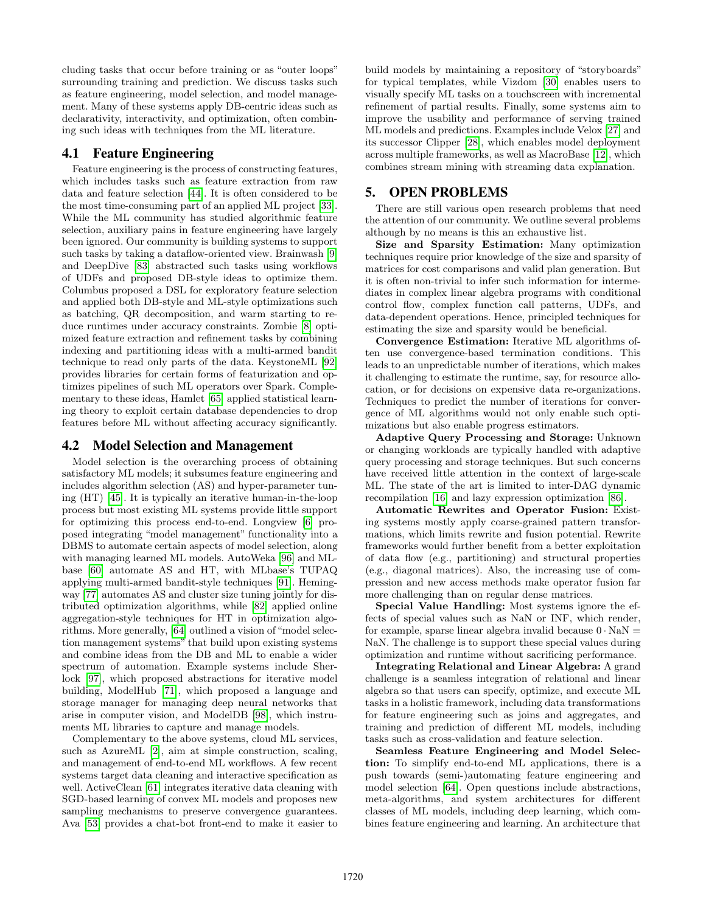cluding tasks that occur before training or as "outer loops" surrounding training and prediction. We discuss tasks such as feature engineering, model selection, and model management. Many of these systems apply DB-centric ideas such as declarativity, interactivity, and optimization, often combining such ideas with techniques from the ML literature.

## 4.1 Feature Engineering

Feature engineering is the process of constructing features, which includes tasks such as feature extraction from raw data and feature selection [44]. It is often considered to be the most time-consuming part of an applied ML project [33]. While the ML community has studied algorithmic feature selection, auxiliary pains in feature engineering have largely been ignored. Our community is building systems to support such tasks by taking a dataflow-oriented view. Brainwash [9] and DeepDive [83] abstracted such tasks using workflows of UDFs and proposed DB-style ideas to optimize them. Columbus proposed a DSL for exploratory feature selection and applied both DB-style and ML-style optimizations such as batching, QR decomposition, and warm starting to reduce runtimes under accuracy constraints. Zombie [8] optimized feature extraction and refinement tasks by combining indexing and partitioning ideas with a multi-armed bandit technique to read only parts of the data. KeystoneML [92] provides libraries for certain forms of featurization and optimizes pipelines of such ML operators over Spark. Complementary to these ideas, Hamlet [65] applied statistical learning theory to exploit certain database dependencies to drop features before ML without affecting accuracy significantly.

## 4.2 Model Selection and Management

Model selection is the overarching process of obtaining satisfactory ML models; it subsumes feature engineering and includes algorithm selection (AS) and hyper-parameter tuning (HT) [45]. It is typically an iterative human-in-the-loop process but most existing ML systems provide little support for optimizing this process end-to-end. Longview [6] proposed integrating "model management" functionality into a DBMS to automate certain aspects of model selection, along with managing learned ML models. AutoWeka [96] and MLbase [60] automate AS and HT, with MLbase's TUPAQ applying multi-armed bandit-style techniques [91]. Hemingway [77] automates AS and cluster size tuning jointly for distributed optimization algorithms, while [82] applied online aggregation-style techniques for HT in optimization algorithms. More generally, [64] outlined a vision of "model selection management systems" that build upon existing systems and combine ideas from the DB and ML to enable a wider spectrum of automation. Example systems include Sherlock [97], which proposed abstractions for iterative model building, ModelHub [71], which proposed a language and storage manager for managing deep neural networks that arise in computer vision, and ModelDB [98], which instruments ML libraries to capture and manage models.

Complementary to the above systems, cloud ML services, such as AzureML [2], aim at simple construction, scaling, and management of end-to-end ML workflows. A few recent systems target data cleaning and interactive specification as well. ActiveClean [61] integrates iterative data cleaning with SGD-based learning of convex ML models and proposes new sampling mechanisms to preserve convergence guarantees. Ava [53] provides a chat-bot front-end to make it easier to build models by maintaining a repository of "storyboards" for typical templates, while Vizdom [30] enables users to visually specify ML tasks on a touchscreen with incremental refinement of partial results. Finally, some systems aim to improve the usability and performance of serving trained ML models and predictions. Examples include Velox [27] and its successor Clipper [28], which enables model deployment across multiple frameworks, as well as MacroBase [12], which combines stream mining with streaming data explanation.

# 5. OPEN PROBLEMS

There are still various open research problems that need the attention of our community. We outline several problems although by no means is this an exhaustive list.

**Size and Sparsity Estimation:** Many optimization techniques require prior knowledge of the size and sparsity of matrices for cost comparisons and valid plan generation. But it is often non-trivial to infer such information for intermediates in complex linear algebra programs with conditional control flow, complex function call patterns, UDFs, and data-dependent operations. Hence, principled techniques for estimating the size and sparsity would be beneficial.

**Convergence Estimation:** Iterative ML algorithms often use convergence-based termination conditions. This leads to an unpredictable number of iterations, which makes it challenging to estimate the runtime, say, for resource allocation, or for decisions on expensive data re-organizations. Techniques to predict the number of iterations for convergence of ML algorithms would not only enable such optimizations but also enable progress estimators.

**Adaptive Query Processing and Storage:** Unknown or changing workloads are typically handled with adaptive query processing and storage techniques. But such concerns have received little attention in the context of large-scale ML. The state of the art is limited to inter-DAG dynamic recompilation [16] and lazy expression optimization [86].

**Automatic Rewrites and Operator Fusion:** Existing systems mostly apply coarse-grained pattern transformations, which limits rewrite and fusion potential. Rewrite frameworks would further benefit from a better exploitation of data flow (e.g., partitioning) and structural properties (e.g., diagonal matrices). Also, the increasing use of compression and new access methods make operator fusion far more challenging than on regular dense matrices.

**Special Value Handling:** Most systems ignore the effects of special values such as NaN or INF, which render, for example, sparse linear algebra invalid because $0 \cdot \text{NaN} = \text{NaN}$. The challenge is to support these special values during optimization and runtime without sacrificing performance.

**Integrating Relational and Linear Algebra:** A grand challenge is a seamless integration of relational and linear algebra so that users can specify, optimize, and execute ML tasks in a holistic framework, including data transformations for feature engineering such as joins and aggregates, and training and prediction of different ML models, including tasks such as cross-validation and feature selection.

**Seamless Feature Engineering and Model Selection:** To simplify end-to-end ML applications, there is a push towards (semi-)automating feature engineering and model selection [64]. Open questions include abstractions, meta-algorithms, and system architectures for different classes of ML models, including deep learning, which combines feature engineering and learning. An architecture that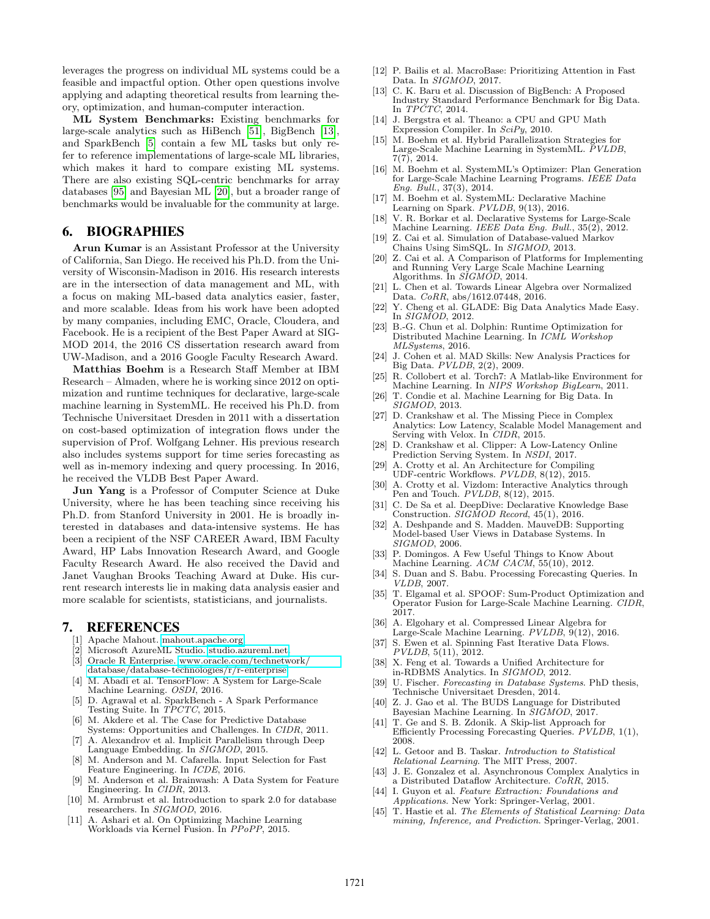leverages the progress on individual ML systems could be a feasible and impactful option. Other open questions involve applying and adapting theoretical results from learning theory, optimization, and human-computer interaction.

**ML System Benchmarks:** Existing benchmarks for large-scale analytics such as HiBench [51], BigBench [13], and SparkBench [5] contain a few ML tasks but only refer to reference implementations of large-scale ML libraries, which makes it hard to compare existing ML systems. There are also existing SQL-centric benchmarks for array databases [95] and Bayesian ML [20], but a broader range of benchmarks would be invaluable for the community at large.

## 6. BIOGRAPHIES

**Arun Kumar** is an Assistant Professor at the University of California, San Diego. He received his Ph.D. from the University of Wisconsin-Madison in 2016. His research interests are in the intersection of data management and ML, with a focus on making ML-based data analytics easier, faster, and more scalable. Ideas from his work have been adopted by many companies, including EMC, Oracle, Cloudera, and Facebook. He is a recipient of the Best Paper Award at SIGMOD 2014, the 2016 CS dissertation research award from UW-Madison, and a 2016 Google Faculty Research Award.

**Matthias Boehm** is a Research Staff Member at IBM Research – Almaden, where he is working since 2012 on optimization and runtime techniques for declarative, large-scale machine learning in SystemML. He received his Ph.D. from Technische Universitaet Dresden in 2011 with a dissertation on cost-based optimization of integration flows under the supervision of Prof. Wolfgang Lehner. His previous research also includes systems support for time series forecasting as well as in-memory indexing and query processing. In 2016, he received the VLDB Best Paper Award.

**Jun Yang** is a Professor of Computer Science at Duke University, where he has been teaching since receiving his Ph.D. from Stanford University in 2001. He is broadly interested in databases and data-intensive systems. He has been a recipient of the NSF CAREER Award, IBM Faculty Award, HP Labs Innovation Research Award, and Google Faculty Research Award. He also received the David and Janet Vaughan Brooks Teaching Award at Duke. His current research interests lie in making data analysis easier and more scalable for scientists, statisticians, and journalists.

## 7. REFERENCES

[1] Apache Mahout. mahout.apache.org.
[2] Microsoft AzureML Studio. studio.azureml.net.
[3] Oracle R Enterprise. www.oracle.com/technetwork/database/database-technologies/r/r-enterprise.
[4] M. Abadi et al. TensorFlow: A System for Large-Scale Machine Learning. *OSDI*, 2016.
[5] D. Agrawal et al. SparkBench - A Spark Performance Testing Suite. In *TPCTC*, 2015.
[6] M. Akdere et al. The Case for Predictive Database Systems: Opportunities and Challenges. In *CIDR*, 2011.
[7] A. Alexandrov et al. Implicit Parallelism through Deep Language Embedding. In *SIGMOD*, 2015.
[8] M. Anderson and M. Cafarella. Input Selection for Fast Feature Engineering. In *ICDE*, 2016.
[9] M. Anderson et al. Brainwash: A Data System for Feature Engineering. In *CIDR*, 2013.
[10] M. Armbrust et al. Introduction to spark 2.0 for database researchers. In *SIGMOD*, 2016.
[11] A. Ashari et al. On Optimizing Machine Learning Workloads via Kernel Fusion. In *PPoPP*, 2015.
[12] P. Bailis et al. MacroBase: Prioritizing Attention in Fast Data. In *SIGMOD*, 2017.
[13] C. K. Baru et al. Discussion of BigBench: A Proposed Industry Standard Performance Benchmark for Big Data. In *TPCTC*, 2014.
[14] J. Bergstra et al. Theano: a CPU and GPU Math Expression Compiler. In *SciPy*, 2010.
[15] M. Boehm et al. Hybrid Parallelization Strategies for Large-Scale Machine Learning in SystemML. *PVLDB*, 7(7), 2014.
[16] M. Boehm et al. SystemML's Optimizer: Plan Generation for Large-Scale Machine Learning Programs. *IEEE Data Eng. Bull.*, 37(3), 2014.
[17] M. Boehm et al. SystemML: Declarative Machine Learning on Spark. *PVLDB*, 9(13), 2016.
[18] V. R. Borkar et al. Declarative Systems for Large-Scale Machine Learning. *IEEE Data Eng. Bull.*, 35(2), 2012.
[19] Z. Cai et al. Simulation of Database-valued Markov Chains Using SimSQL. In *SIGMOD*, 2013.
[20] Z. Cai et al. A Comparison of Platforms for Implementing and Running Very Large Scale Machine Learning Algorithms. In *SIGMOD*, 2014.
[21] L. Chen et al. Towards Linear Algebra over Normalized Data. *CoRR*, abs/1612.07448, 2016.
[22] Y. Cheng et al. GLADE: Big Data Analytics Made Easy. In *SIGMOD*, 2012.
[23] B.-G. Chun et al. Dolphin: Runtime Optimization for Distributed Machine Learning. In *ICML Workshop MLSystems*, 2016.
[24] J. Cohen et al. MAD Skills: New Analysis Practices for Big Data. *PVLDB*, 2(2), 2009.
[25] R. Collobert et al. Torch7: A Matlab-like Environment for Machine Learning. In *NIPS Workshop BigLearn*, 2011.
[26] T. Condie et al. Machine Learning for Big Data. In *SIGMOD*, 2013.
[27] D. Crankshaw et al. The Missing Piece in Complex Analytics: Low Latency, Scalable Model Management and Serving with Velox. In *CIDR*, 2015.
[28] D. Crankshaw et al. Clipper: A Low-Latency Online Prediction Serving System. In *NSDI*, 2017.
[29] A. Crotty et al. An Architecture for Compiling UDF-centric Workflows. *PVLDB*, 8(12), 2015.
[30] A. Crotty et al. Vizdom: Interactive Analytics through Pen and Touch. *PVLDB*, 8(12), 2015.
[31] C. De Sa et al. DeepDive: Declarative Knowledge Base Construction. *SIGMOD Record*, 45(1), 2016.
[32] A. Deshpande and S. Madden. MauveDB: Supporting Model-based User Views in Database Systems. In *SIGMOD*, 2006.
[33] P. Domingos. A Few Useful Things to Know About Machine Learning. *ACM CACM*, 55(10), 2012.
[34] S. Duan and S. Babu. Processing Forecasting Queries. In *VLDB*, 2007.
[35] T. Elgamal et al. SPOOF: Sum-Product Optimization and Operator Fusion for Large-Scale Machine Learning. *CIDR*, 2017.
[36] A. Elgohary et al. Compressed Linear Algebra for Large-Scale Machine Learning. *PVLDB*, 9(12), 2016.
[37] S. Ewen et al. Spinning Fast Iterative Data Flows. *PVLDB*, 5(11), 2012.
[38] X. Feng et al. Towards a Unified Architecture for in-RDBMS Analytics. In *SIGMOD*, 2012.
[39] U. Fischer. *Forecasting in Database Systems*. PhD thesis, Technische Universitaet Dresden, 2014.
[40] Z. J. Gao et al. The BUDS Language for Distributed Bayesian Machine Learning. In *SIGMOD*, 2017.
[41] T. Ge and S. B. Zdonik. A Skip-list Approach for Efficiently Processing Forecasting Queries. *PVLDB*, 1(1), 2008.
[42] L. Getoor and B. Taskar. *Introduction to Statistical Relational Learning*. The MIT Press, 2007.
[43] J. E. Gonzalez et al. Asynchronous Complex Analytics in a Distributed Dataflow Architecture. *CoRR*, 2015.
[44] I. Guyon et al. *Feature Extraction: Foundations and Applications*. New York: Springer-Verlag, 2001.
[45] T. Hastie et al. *The Elements of Statistical Learning: Data mining, Inference, and Prediction*. Springer-Verlag, 2001.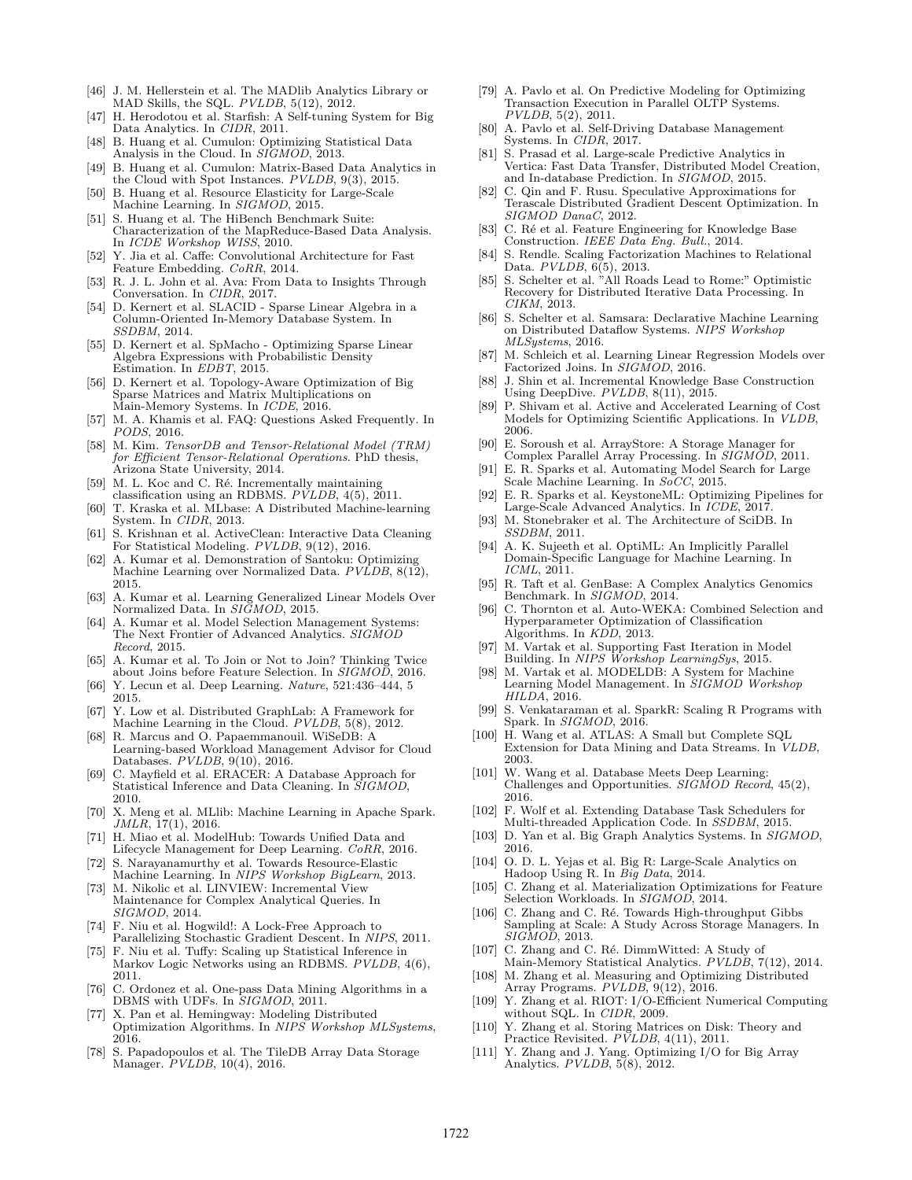[46] J. M. Hellerstein et al. The MADlib Analytics Library or MAD Skills, the SQL. *PVLDB*, 5(12), 2012.

[47] H. Herodotou et al. Starfish: A Self-tuning System for Big Data Analytics. In *CIDR*, 2011.

[48] B. Huang et al. Cumulon: Optimizing Statistical Data Analysis in the Cloud. In *SIGMOD*, 2013.

[49] B. Huang et al. Cumulon: Matrix-Based Data Analytics in the Cloud with Spot Instances. *PVLDB*, 9(3), 2015.

[50] B. Huang et al. Resource Elasticity for Large-Scale Machine Learning. In *SIGMOD*, 2015.

[51] S. Huang et al. The HiBench Benchmark Suite: Characterization of the MapReduce-Based Data Analysis. In *ICDE Workshop WISS*, 2010.

[52] Y. Jia et al. Caffe: Convolutional Architecture for Fast Feature Embedding. *CoRR*, 2014.

[53] R. J. L. John et al. Ava: From Data to Insights Through Conversation. In *CIDR*, 2017.

[54] D. Kernert et al. SLACID - Sparse Linear Algebra in a Column-Oriented In-Memory Database System. In *SSDBM*, 2014.

[55] D. Kernert et al. SpMacho - Optimizing Sparse Linear Algebra Expressions with Probabilistic Density Estimation. In *EDBT*, 2015.

[56] D. Kernert et al. Topology-Aware Optimization of Big Sparse Matrices and Matrix Multiplications on Main-Memory Systems. In *ICDE*, 2016.

[57] M. A. Khamis et al. FAQ: Questions Asked Frequently. In *PODS*, 2016.

[58] M. Kim. *TensorDB and Tensor-Relational Model (TRM) for Efficient Tensor-Relational Operations*. PhD thesis, Arizona State University, 2014.

[59] M. L. Koc and C. Ré. Incrementally maintaining classification using an RDBMS. *PVLDB*, 4(5), 2011.

[60] T. Kraska et al. MLbase: A Distributed Machine-learning System. In *CIDR*, 2013.

[61] S. Krishnan et al. ActiveClean: Interactive Data Cleaning For Statistical Modeling. *PVLDB*, 9(12), 2016.

[62] A. Kumar et al. Demonstration of Santoku: Optimizing Machine Learning over Normalized Data. *PVLDB*, 8(12), 2015.

[63] A. Kumar et al. Learning Generalized Linear Models Over Normalized Data. In *SIGMOD*, 2015.

[64] A. Kumar et al. Model Selection Management Systems: The Next Frontier of Advanced Analytics. *SIGMOD Record*, 2015.

[65] A. Kumar et al. To Join or Not to Join? Thinking Twice about Joins before Feature Selection. In *SIGMOD*, 2016.

[66] Y. Lecun et al. Deep Learning. *Nature*, 521:436–444, 5 2015.

[67] Y. Low et al. Distributed GraphLab: A Framework for Machine Learning in the Cloud. *PVLDB*, 5(8), 2012.

[68] R. Marcus and O. Papaemmanouil. WiSeDB: A Learning-based Workload Management Advisor for Cloud Databases. *PVLDB*, 9(10), 2016.

[69] C. Mayfield et al. ERACER: A Database Approach for Statistical Inference and Data Cleaning. In *SIGMOD*, 2010.

[70] X. Meng et al. MLlib: Machine Learning in Apache Spark. *JMLR*, 17(1), 2016.

[71] H. Miao et al. ModelHub: Towards Unified Data and Lifecycle Management for Deep Learning. *CoRR*, 2016.

[72] S. Narayanamurthy et al. Towards Resource-Elastic Machine Learning. In *NIPS Workshop BigLearn*, 2013.

[73] M. Nikolic et al. LINVIEW: Incremental View Maintenance for Complex Analytical Queries. In *SIGMOD*, 2014.

[74] F. Niu et al. Hogwild!: A Lock-Free Approach to Parallelizing Stochastic Gradient Descent. In *NIPS*, 2011.

[75] F. Niu et al. Tuffy: Scaling up Statistical Inference in Markov Logic Networks using an RDBMS. *PVLDB*, 4(6), 2011.

[76] C. Ordonez et al. One-pass Data Mining Algorithms in a DBMS with UDFs. In *SIGMOD*, 2011.

[77] X. Pan et al. Hemingway: Modeling Distributed Optimization Algorithms. In *NIPS Workshop MLSystems*, 2016.

[78] S. Papadopoulos et al. The TileDB Array Data Storage Manager. *PVLDB*, 10(4), 2016.

[79] A. Pavlo et al. On Predictive Modeling for Optimizing Transaction Execution in Parallel OLTP Systems. *PVLDB*, 5(2), 2011.

[80] A. Pavlo et al. Self-Driving Database Management Systems. In *CIDR*, 2017.

[81] S. Prasad et al. Large-scale Predictive Analytics in Vertica: Fast Data Transfer, Distributed Model Creation, and In-database Prediction. In *SIGMOD*, 2015.

[82] C. Qin and F. Rusu. Speculative Approximations for Terascale Distributed Gradient Descent Optimization. In *SIGMOD DanaC*, 2012.

[83] C. Ré et al. Feature Engineering for Knowledge Base Construction. *IEEE Data Eng. Bull.*, 2014.

[84] S. Rendle. Scaling Factorization Machines to Relational Data. *PVLDB*, 6(5), 2013.

[85] S. Schelter et al. "All Roads Lead to Rome:" Optimistic Recovery for Distributed Iterative Data Processing. In *CIKM*, 2013.

[86] S. Schelter et al. Samsara: Declarative Machine Learning on Distributed Dataflow Systems. *NIPS Workshop MLSystems*, 2016.

[87] M. Schleich et al. Learning Linear Regression Models over Factorized Joins. In *SIGMOD*, 2016.

[88] J. Shin et al. Incremental Knowledge Base Construction Using DeepDive. *PVLDB*, 8(11), 2015.

[89] P. Shivam et al. Active and Accelerated Learning of Cost Models for Optimizing Scientific Applications. In *VLDB*, 2006.

[90] E. Soroush et al. ArrayStore: A Storage Manager for Complex Parallel Array Processing. In *SIGMOD*, 2011.

[91] E. R. Sparks et al. Automating Model Search for Large Scale Machine Learning. In *SoCC*, 2015.

[92] E. R. Sparks et al. KeystoneML: Optimizing Pipelines for Large-Scale Advanced Analytics. In *ICDE*, 2017.

[93] M. Stonebraker et al. The Architecture of SciDB. In *SSDBM*, 2011.

[94] A. K. Sujeeth et al. OptiML: An Implicitly Parallel Domain-Specific Language for Machine Learning. In *ICML*, 2011.

[95] R. Taft et al. GenBase: A Complex Analytics Genomics Benchmark. In *SIGMOD*, 2014.

[96] C. Thornton et al. Auto-WEKA: Combined Selection and Hyperparameter Optimization of Classification Algorithms. In *KDD*, 2013.

[97] M. Vartak et al. Supporting Fast Iteration in Model Building. In *NIPS Workshop LearningSys*, 2015.

[98] M. Vartak et al. MODELDB: A System for Machine Learning Model Management. In *SIGMOD Workshop HILDA*, 2016.

[99] S. Venkataraman et al. SparkR: Scaling R Programs with Spark. In *SIGMOD*, 2016.

[100] H. Wang et al. ATLAS: A Small but Complete SQL Extension for Data Mining and Data Streams. In *VLDB*, 2003.

[101] W. Wang et al. Database Meets Deep Learning: Challenges and Opportunities. *SIGMOD Record*, 45(2), 2016.

[102] F. Wolf et al. Extending Database Task Schedulers for Multi-threaded Application Code. In *SSDBM*, 2015.

[103] D. Yan et al. Big Graph Analytics Systems. In *SIGMOD*, 2016.

[104] O. D. L. Yejas et al. Big R: Large-Scale Analytics on Hadoop Using R. In *Big Data*, 2014.

[105] C. Zhang et al. Materialization Optimizations for Feature Selection Workloads. In *SIGMOD*, 2014.

[106] C. Zhang and C. Ré. Towards High-throughput Gibbs Sampling at Scale: A Study Across Storage Managers. In *SIGMOD*, 2013.

[107] C. Zhang and C. Ré. DimmWitted: A Study of Main-Memory Statistical Analytics. *PVLDB*, 7(12), 2014.

[108] M. Zhang et al. Measuring and Optimizing Distributed Array Programs. *PVLDB*, 9(12), 2016.

[109] Y. Zhang et al. RIOT: I/O-Efficient Numerical Computing without SQL. In *CIDR*, 2009.

[110] Y. Zhang et al. Storing Matrices on Disk: Theory and Practice Revisited. *PVLDB*, 4(11), 2011.

[111] Y. Zhang and J. Yang. Optimizing I/O for Big Array Analytics. *PVLDB*, 5(8), 2012.